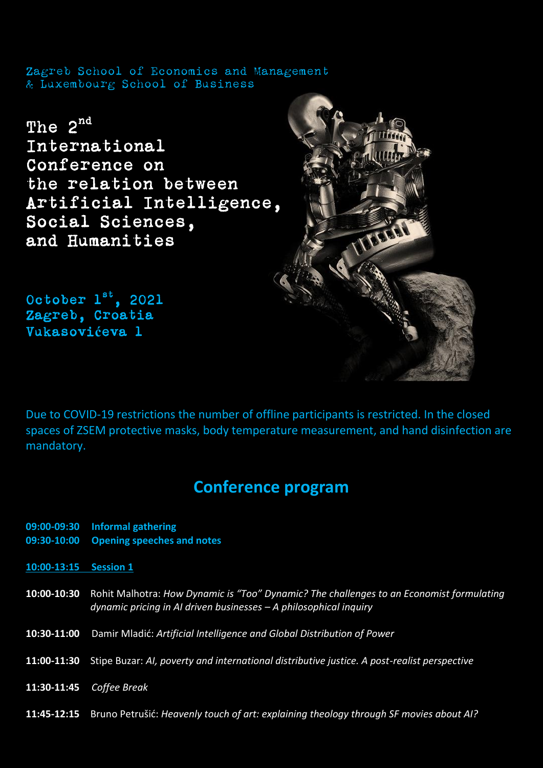Zagreb School of Economics and Management
& Luxembourg School of Business

# The 2nd International Conference on the relation between Artificial Intelligence, Social Sciences, and Humanities

October 1st, 2021
Zagreb, Croatia
Vukasovićeva 1

Due to COVID-19 restrictions the number of offline participants is restricted. In the closed spaces of ZSEM protective masks, body temperature measurement, and hand disinfection are mandatory.

## Conference program

**09:00-09:30** **Informal gathering**
**09:30-10:00** **Opening speeches and notes**

**10:00-13:15 Session 1**

**10:00-10:30** Rohit Malhotra: *How Dynamic is "Too" Dynamic? The challenges to an Economist formulating dynamic pricing in AI driven businesses – A philosophical inquiry*

**10:30-11:00** Damir Mladić: *Artificial Intelligence and Global Distribution of Power*

**11:00-11:30** Stipe Buzar: *AI, poverty and international distributive justice. A post-realist perspective*

**11:30-11:45** *Coffee Break*

**11:45-12:15** Bruno Petrušić: *Heavenly touch of art: explaining theology through SF movies about AI?*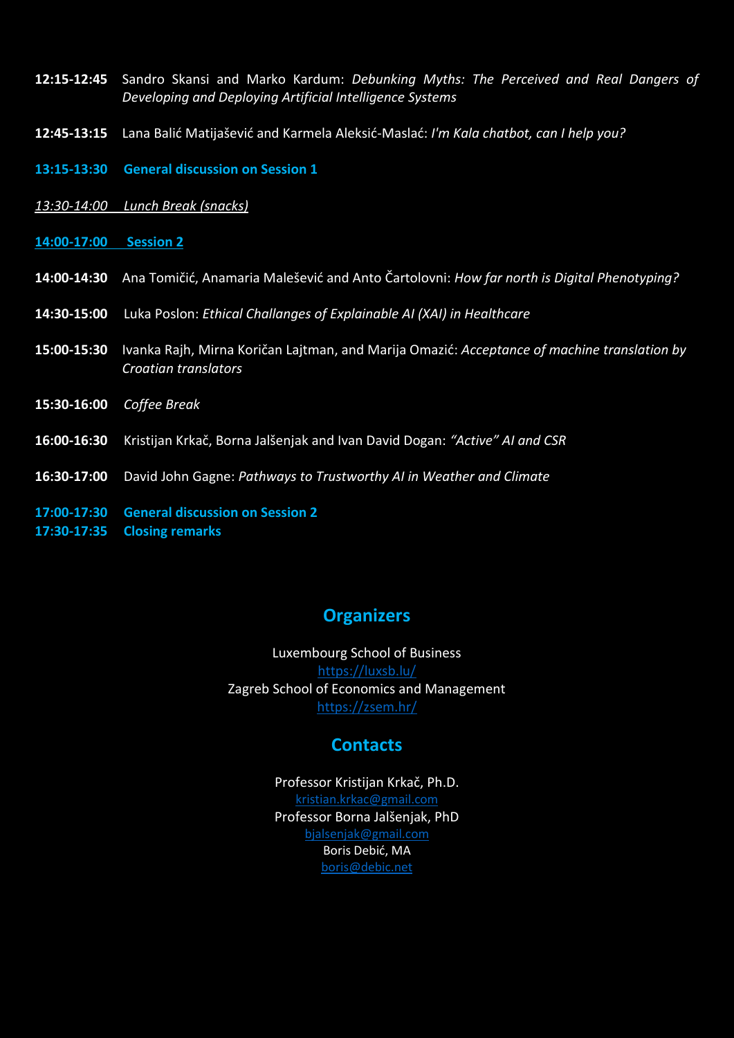**12:15-12:45** Sandro Skansi and Marko Kardum: *Debunking Myths: The Perceived and Real Dangers of Developing and Deploying Artificial Intelligence Systems*

**12:45-13:15** Lana Balić Matijašević and Karmela Aleksić-Maslać: *I'm Kala chatbot, can I help you?*

**13:15-13:30 General discussion on Session 1**

*13:30-14:00 Lunch Break (snacks)*

**14:00-17:00 Session 2**

**14:00-14:30** Ana Tomičić, Anamaria Malešević and Anto Čartolovni: *How far north is Digital Phenotyping?*

**14:30-15:00** Luka Poslon: *Ethical Challanges of Explainable AI (XAI) in Healthcare*

**15:00-15:30** Ivanka Rajh, Mirna Koričan Lajtman, and Marija Omazić: *Acceptance of machine translation by Croatian translators*

**15:30-16:00** *Coffee Break*

**16:00-16:30** Kristijan Krkač, Borna Jalšenjak and Ivan David Dogan: *"Active" AI and CSR*

**16:30-17:00** David John Gagne: *Pathways to Trustworthy AI in Weather and Climate*

**17:00-17:30 General discussion on Session 2**
**17:30-17:35 Closing remarks**

## Organizers

Luxembourg School of Business
https://luxsb.lu/
Zagreb School of Economics and Management
https://zsem.hr/

## Contacts

Professor Kristijan Krkač, Ph.D.
kristian.krkac@gmail.com
Professor Borna Jalšenjak, PhD
bjalsenjak@gmail.com
Boris Debić, MA
boris@debic.net